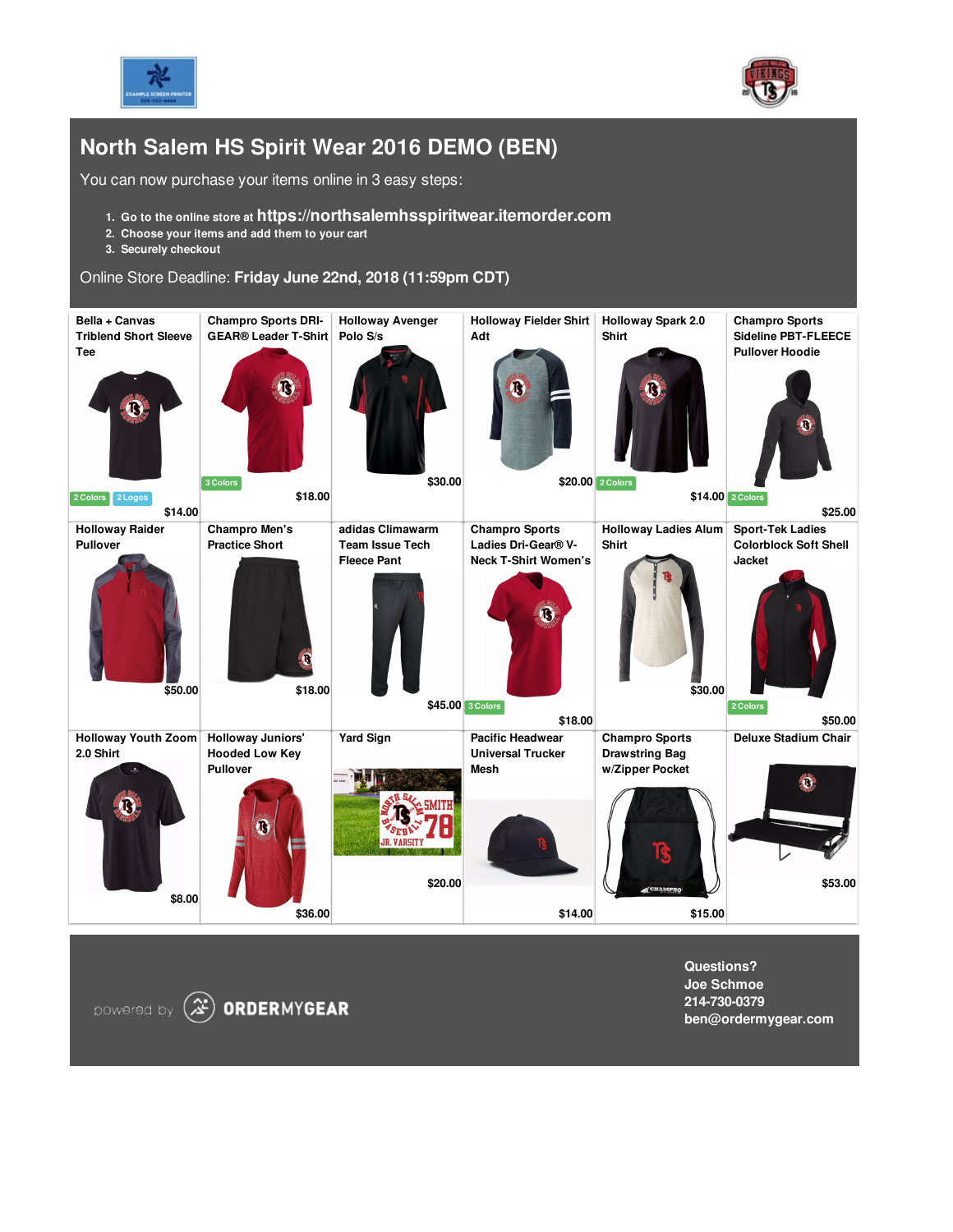# North Salem HS Spirit Wear 2016 DEMO (BEN)

You can now purchase your items online in 3 easy steps:

1. Go to the online store at **https://northsalemhsspiritwear.itemorder.com**
2. Choose your items and add them to your cart
3. Securely checkout

Online Store Deadline: **Friday June 22nd, 2018 (11:59pm CDT)**

| Item | Options | Price |
|---|---|---|
| Bella + Canvas Triblend Short Sleeve Tee | 2 Colors, 2 Logos | $14.00 |
| Champro Sports DRI-GEAR® Leader T-Shirt | 3 Colors | $18.00 |
| Holloway Avenger Polo S/s | | $30.00 |
| Holloway Fielder Shirt Adt | | $20.00 |
| Holloway Spark 2.0 Shirt | 2 Colors | $14.00 |
| Champro Sports Sideline PBT-FLEECE Pullover Hoodie | 2 Colors | $25.00 |
| Holloway Raider Pullover | | $50.00 |
| Champro Men's Practice Short | | $18.00 |
| adidas Climawarm Team Issue Tech Fleece Pant | | $45.00 |
| Champro Sports Ladies Dri-Gear® V-Neck T-Shirt Women's | 3 Colors | $18.00 |
| Holloway Ladies Alum Shirt | | $30.00 |
| Sport-Tek Ladies Colorblock Soft Shell Jacket | 2 Colors | $50.00 |
| Holloway Youth Zoom 2.0 Shirt | | $8.00 |
| Holloway Juniors' Hooded Low Key Pullover | | $36.00 |
| Yard Sign | | $20.00 |
| Pacific Headwear Universal Trucker Mesh | | $14.00 |
| Champro Sports Drawstring Bag w/Zipper Pocket | | $15.00 |
| Deluxe Stadium Chair | | $53.00 |

powered by ORDERMYGEAR

**Questions?**
**Joe Schmoe**
**214-730-0379**
**ben@ordermygear.com**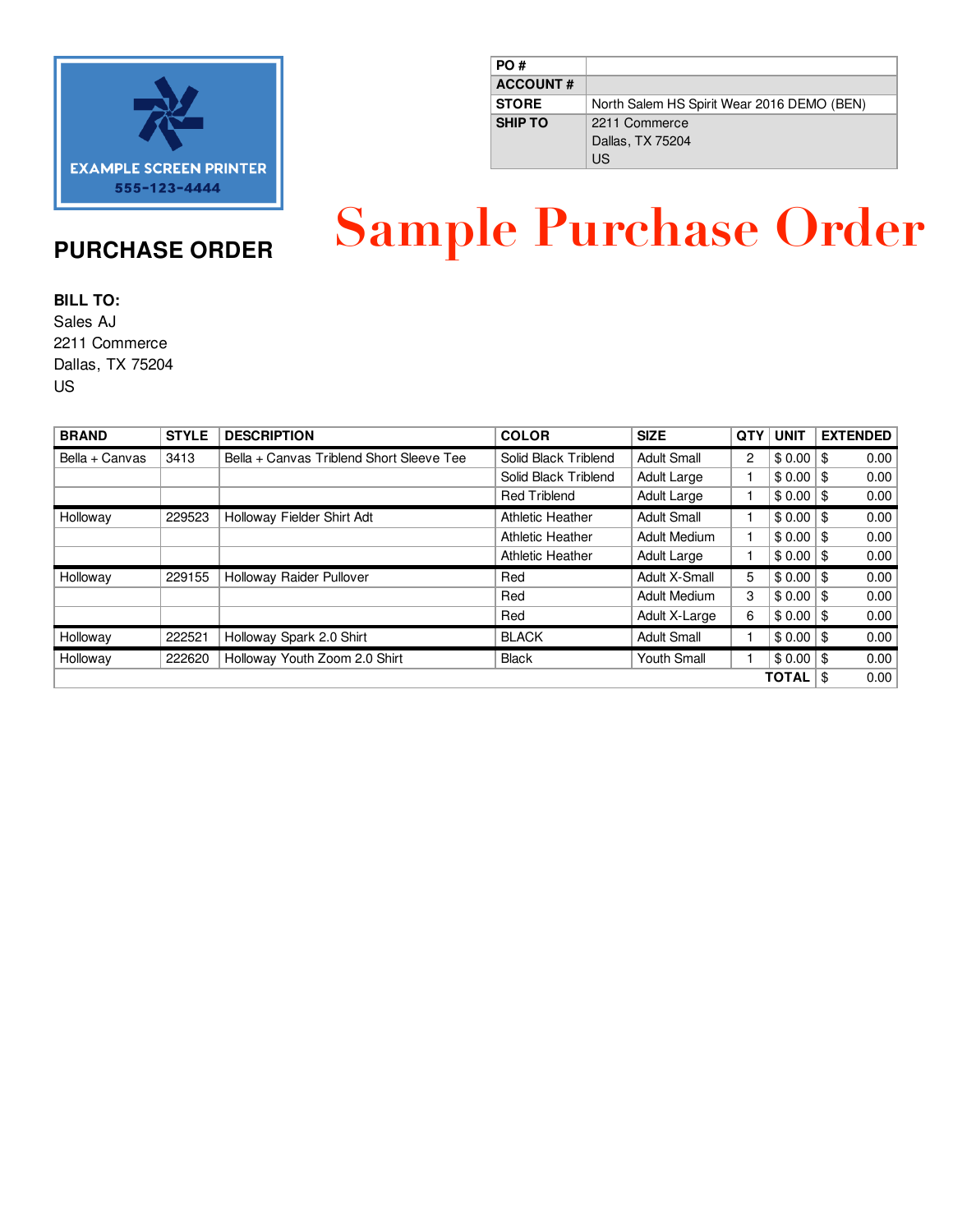EXAMPLE SCREEN PRINTER
555-123-4444

| PO # | |
|---|---|
| ACCOUNT # | |
| STORE | North Salem HS Spirit Wear 2016 DEMO (BEN) |
| SHIP TO | 2211 Commerce<br>Dallas, TX 75204<br>US |

# Sample Purchase Order

## PURCHASE ORDER

**BILL TO:**
Sales AJ
2211 Commerce
Dallas, TX 75204
US

| BRAND | STYLE | DESCRIPTION | COLOR | SIZE | QTY | UNIT | EXTENDED |
|---|---|---|---|---|---|---|---|
| Bella + Canvas | 3413 | Bella + Canvas Triblend Short Sleeve Tee | Solid Black Triblend | Adult Small | 2 | $ 0.00 | $ 0.00 |
| | | | Solid Black Triblend | Adult Large | 1 | $ 0.00 | $ 0.00 |
| | | | Red Triblend | Adult Large | 1 | $ 0.00 | $ 0.00 |
| Holloway | 229523 | Holloway Fielder Shirt Adt | Athletic Heather | Adult Small | 1 | $ 0.00 | $ 0.00 |
| | | | Athletic Heather | Adult Medium | 1 | $ 0.00 | $ 0.00 |
| | | | Athletic Heather | Adult Large | 1 | $ 0.00 | $ 0.00 |
| Holloway | 229155 | Holloway Raider Pullover | Red | Adult X-Small | 5 | $ 0.00 | $ 0.00 |
| | | | Red | Adult Medium | 3 | $ 0.00 | $ 0.00 |
| | | | Red | Adult X-Large | 6 | $ 0.00 | $ 0.00 |
| Holloway | 222521 | Holloway Spark 2.0 Shirt | BLACK | Adult Small | 1 | $ 0.00 | $ 0.00 |
| Holloway | 222620 | Holloway Youth Zoom 2.0 Shirt | Black | Youth Small | 1 | $ 0.00 | $ 0.00 |
| | | | | | | **TOTAL** | $ 0.00 |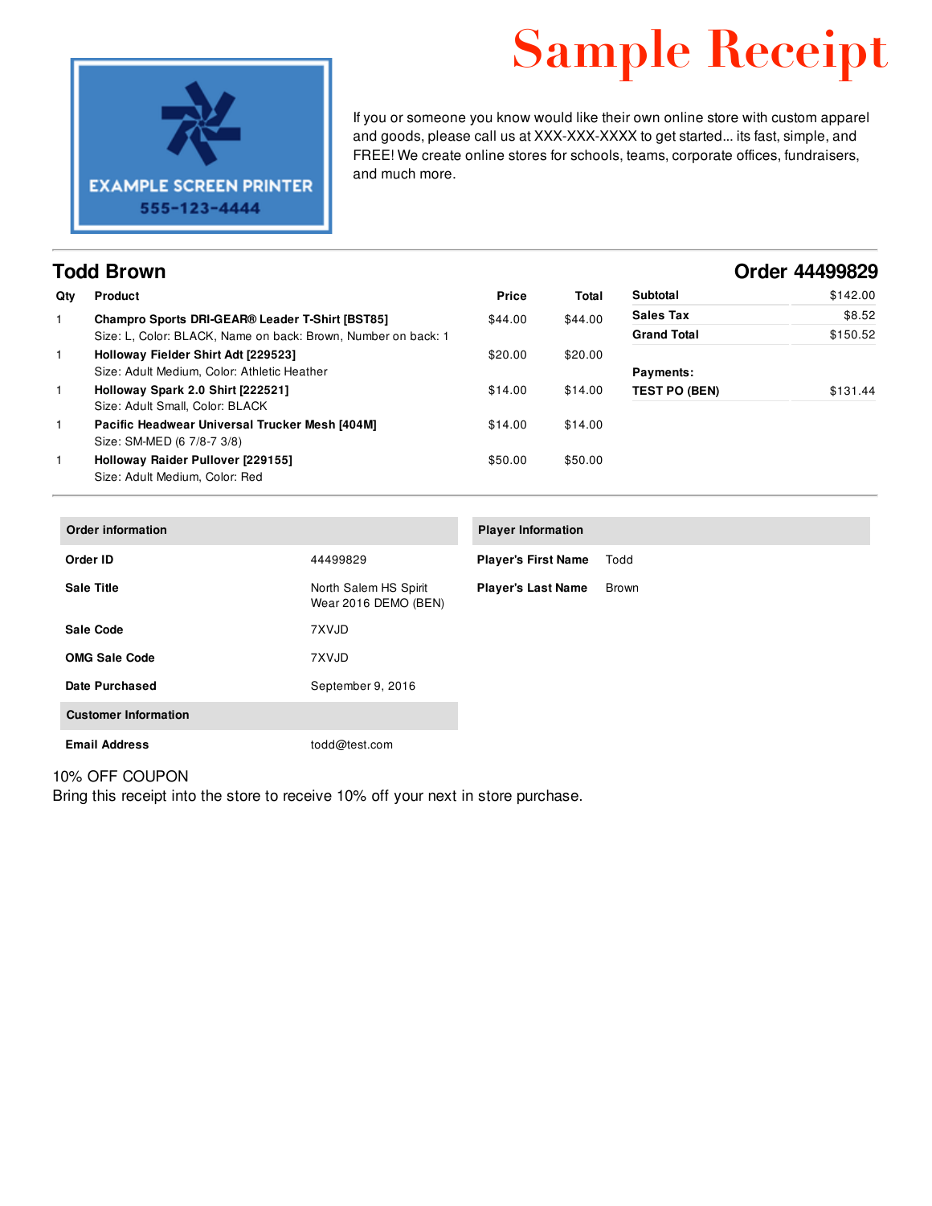# Sample Receipt

EXAMPLE SCREEN PRINTER
555-123-4444

If you or someone you know would like their own online store with custom apparel and goods, please call us at XXX-XXX-XXXX to get started... its fast, simple, and FREE! We create online stores for schools, teams, corporate offices, fundraisers, and much more.

## Todd Brown

## Order 44499829

| Qty | Product | Price | Total |
|---|---|---|---|
| 1 | **Champro Sports DRI-GEAR® Leader T-Shirt [BST85]**<br>Size: L, Color: BLACK, Name on back: Brown, Number on back: 1 | $44.00 | $44.00 |
| 1 | **Holloway Fielder Shirt Adt [229523]**<br>Size: Adult Medium, Color: Athletic Heather | $20.00 | $20.00 |
| 1 | **Holloway Spark 2.0 Shirt [222521]**<br>Size: Adult Small, Color: BLACK | $14.00 | $14.00 |
| 1 | **Pacific Headwear Universal Trucker Mesh [404M]**<br>Size: SM-MED (6 7/8-7 3/8) | $14.00 | $14.00 |
| 1 | **Holloway Raider Pullover [229155]**<br>Size: Adult Medium, Color: Red | $50.00 | $50.00 |

| | |
|---|---|
| **Subtotal** | $142.00 |
| **Sales Tax** | $8.52 |
| **Grand Total** | $150.52 |
| **Payments:** | |
| **TEST PO (BEN)** | $131.44 |

| **Order information** | |
|---|---|
| **Order ID** | 44499829 |
| **Sale Title** | North Salem HS Spirit Wear 2016 DEMO (BEN) |
| **Sale Code** | 7XVJD |
| **OMG Sale Code** | 7XVJD |
| **Date Purchased** | September 9, 2016 |
| **Customer Information** | |
| **Email Address** | todd@test.com |

| **Player Information** | |
|---|---|
| **Player's First Name** | Todd |
| **Player's Last Name** | Brown |

10% OFF COUPON
Bring this receipt into the store to receive 10% off your next in store purchase.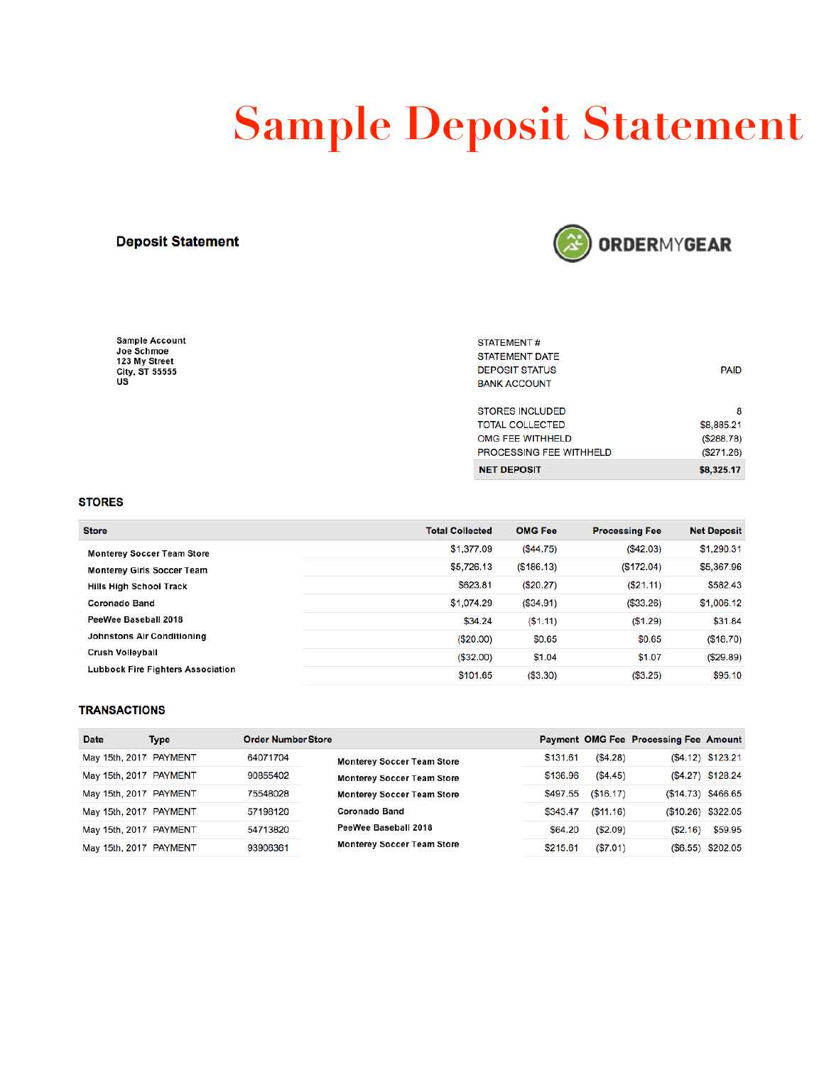# Sample Deposit Statement

## Deposit Statement

ORDERMYGEAR

**Sample Account**
**Joe Schmoe**
**123 My Street**
**City, ST 55555**
**US**

| | |
|---|---|
| STATEMENT # | |
| STATEMENT DATE | |
| DEPOSIT STATUS | PAID |
| BANK ACCOUNT | |

| | |
|---|---|
| STORES INCLUDED | 8 |
| TOTAL COLLECTED | $8,885.21 |
| OMG FEE WITHHELD | ($288.78) |
| PROCESSING FEE WITHHELD | ($271.26) |
| **NET DEPOSIT** | **$8,325.17** |

### STORES

| Store | Total Collected | OMG Fee | Processing Fee | Net Deposit |
|---|---|---|---|---|
| Monterey Soccer Team Store | $1,377.09 | ($44.75) | ($42.03) | $1,290.31 |
| Monterey Girls Soccer Team | $5,726.13 | ($186.13) | ($172.04) | $5,367.96 |
| Hills High School Track | $623.81 | ($20.27) | ($21.11) | $582.43 |
| Coronado Band | $1,074.29 | ($34.91) | ($33.26) | $1,006.12 |
| PeeWee Baseball 2018 | $34.24 | ($1.11) | ($1.29) | $31.84 |
| Johnstons Air Conditioning | ($20.00) | $0.65 | $0.65 | ($18.70) |
| Crush Volleyball | ($32.00) | $1.04 | $1.07 | ($29.89) |
| Lubbock Fire Fighters Association | $101.65 | ($3.30) | ($3.25) | $95.10 |

### TRANSACTIONS

| Date | Type | Order Number | Store | Payment | OMG Fee | Processing Fee | Amount |
|---|---|---|---|---|---|---|---|
| May 15th, 2017 | PAYMENT | 64071704 | Monterey Soccer Team Store | $131.61 | ($4.28) | ($4.12) | $123.21 |
| May 15th, 2017 | PAYMENT | 90855402 | Monterey Soccer Team Store | $136.96 | ($4.45) | ($4.27) | $128.24 |
| May 15th, 2017 | PAYMENT | 75548028 | Monterey Soccer Team Store | $497.55 | ($16.17) | ($14.73) | $466.65 |
| May 15th, 2017 | PAYMENT | 57198120 | Coronado Band | $343.47 | ($11.16) | ($10.26) | $322.05 |
| May 15th, 2017 | PAYMENT | 54713820 | PeeWee Baseball 2018 | $64.20 | ($2.09) | ($2.16) | $59.95 |
| May 15th, 2017 | PAYMENT | 93906361 | Monterey Soccer Team Store | $215.61 | ($7.01) | ($6.55) | $202.05 |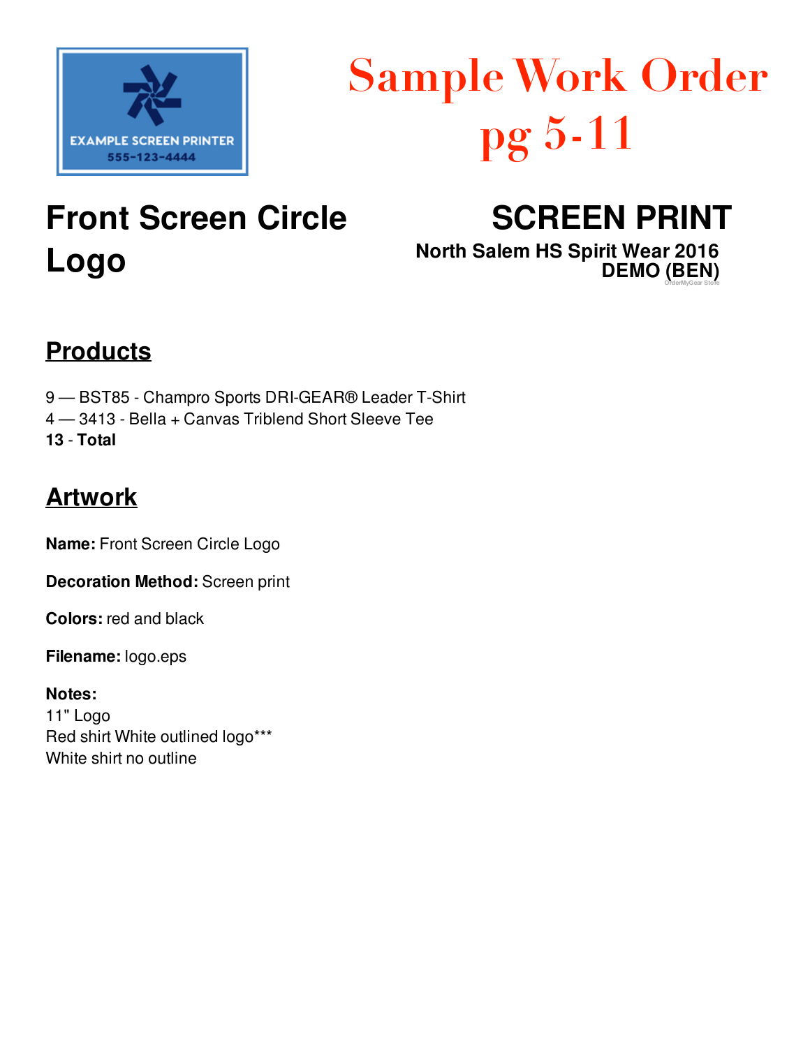EXAMPLE SCREEN PRINTER
555-123-4444

# Sample Work Order pg 5-11

# Front Screen Circle Logo

# SCREEN PRINT

**North Salem HS Spirit Wear 2016 DEMO (BEN)**

OrderMyGear Store

## Products

9 — BST85 - Champro Sports DRI-GEAR® Leader T-Shirt
4 — 3413 - Bella + Canvas Triblend Short Sleeve Tee
**13** - **Total**

## Artwork

**Name:** Front Screen Circle Logo

**Decoration Method:** Screen print

**Colors:** red and black

**Filename:** logo.eps

**Notes:**
11" Logo
Red shirt White outlined logo***
White shirt no outline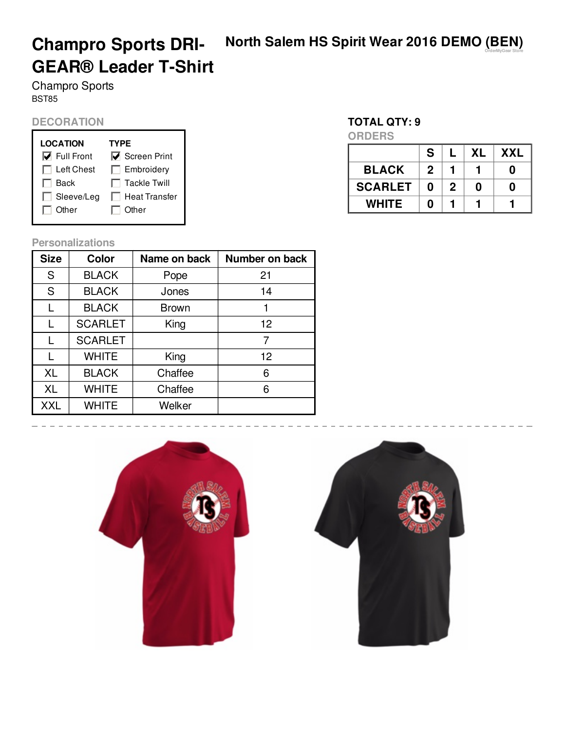# Champro Sports DRI-GEAR® Leader T-Shirt

**North Salem HS Spirit Wear 2016 DEMO (BEN)**

OrderMyGear Store

Champro Sports

BST85

## DECORATION

| LOCATION | TYPE |
|---|---|
| ☑ Full Front | ☑ Screen Print |
| ☐ Left Chest | ☐ Embroidery |
| ☐ Back | ☐ Tackle Twill |
| ☐ Sleeve/Leg | ☐ Heat Transfer |
| ☐ Other | ☐ Other |

**TOTAL QTY: 9**

## ORDERS

| | S | L | XL | XXL |
|---|---|---|---|---|
| BLACK | 2 | 1 | 1 | 0 |
| SCARLET | 0 | 2 | 0 | 0 |
| WHITE | 0 | 1 | 1 | 1 |

## Personalizations

| Size | Color | Name on back | Number on back |
|---|---|---|---|
| S | BLACK | Pope | 21 |
| S | BLACK | Jones | 14 |
| L | BLACK | Brown | 1 |
| L | SCARLET | King | 12 |
| L | SCARLET | | 7 |
| L | WHITE | King | 12 |
| XL | BLACK | Chaffee | 6 |
| XL | WHITE | Chaffee | 6 |
| XXL | WHITE | Welker | |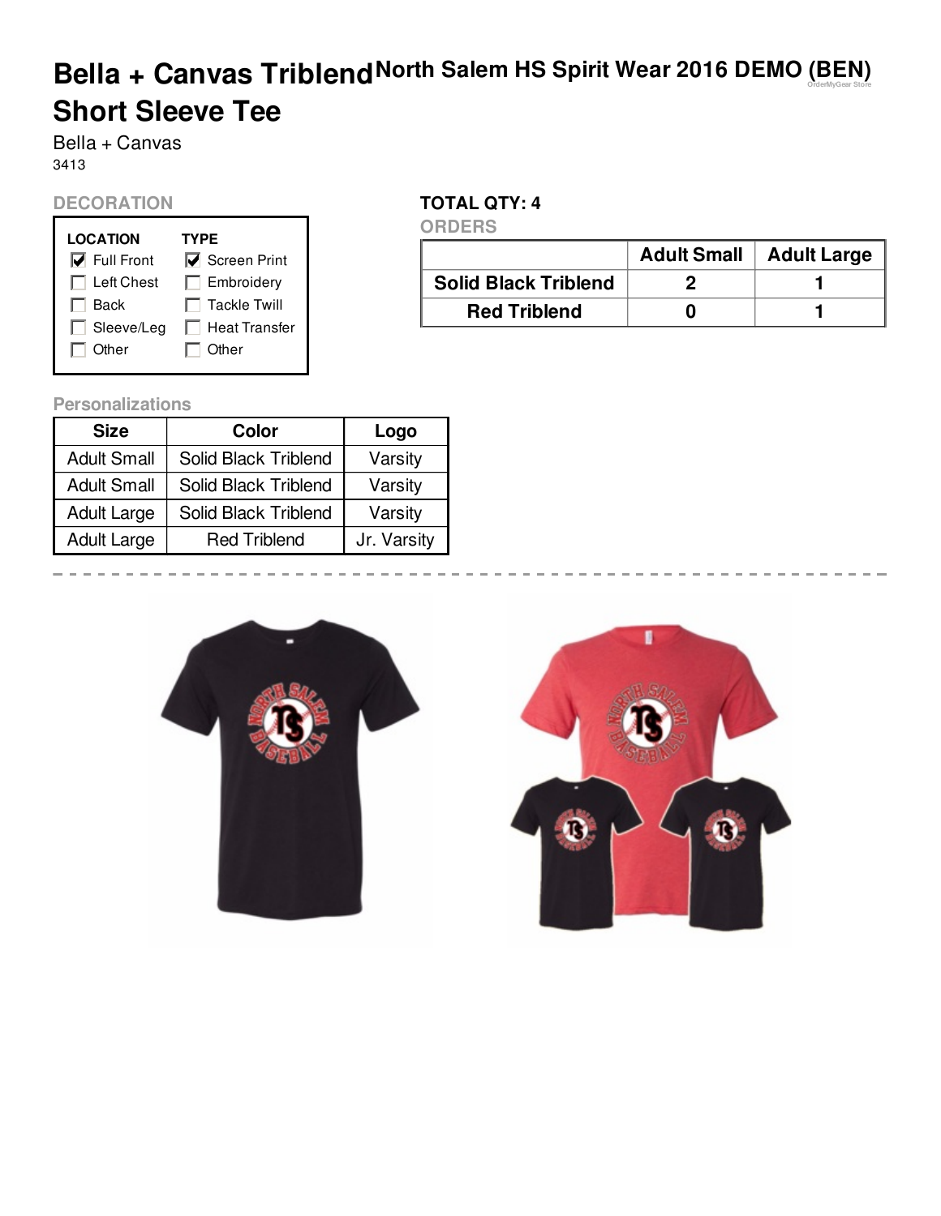# Bella + Canvas Triblend Short Sleeve Tee

North Salem HS Spirit Wear 2016 DEMO (BEN)

OrderMyGear Store

Bella + Canvas

3413

## DECORATION

| LOCATION | TYPE |
|---|---|
| ☑ Full Front | ☑ Screen Print |
| ☐ Left Chest | ☐ Embroidery |
| ☐ Back | ☐ Tackle Twill |
| ☐ Sleeve/Leg | ☐ Heat Transfer |
| ☐ Other | ☐ Other |

**TOTAL QTY: 4**

## ORDERS

| | Adult Small | Adult Large |
|---|---|---|
| **Solid Black Triblend** | 2 | 1 |
| **Red Triblend** | 0 | 1 |

## Personalizations

| Size | Color | Logo |
|---|---|---|
| Adult Small | Solid Black Triblend | Varsity |
| Adult Small | Solid Black Triblend | Varsity |
| Adult Large | Solid Black Triblend | Varsity |
| Adult Large | Red Triblend | Jr. Varsity |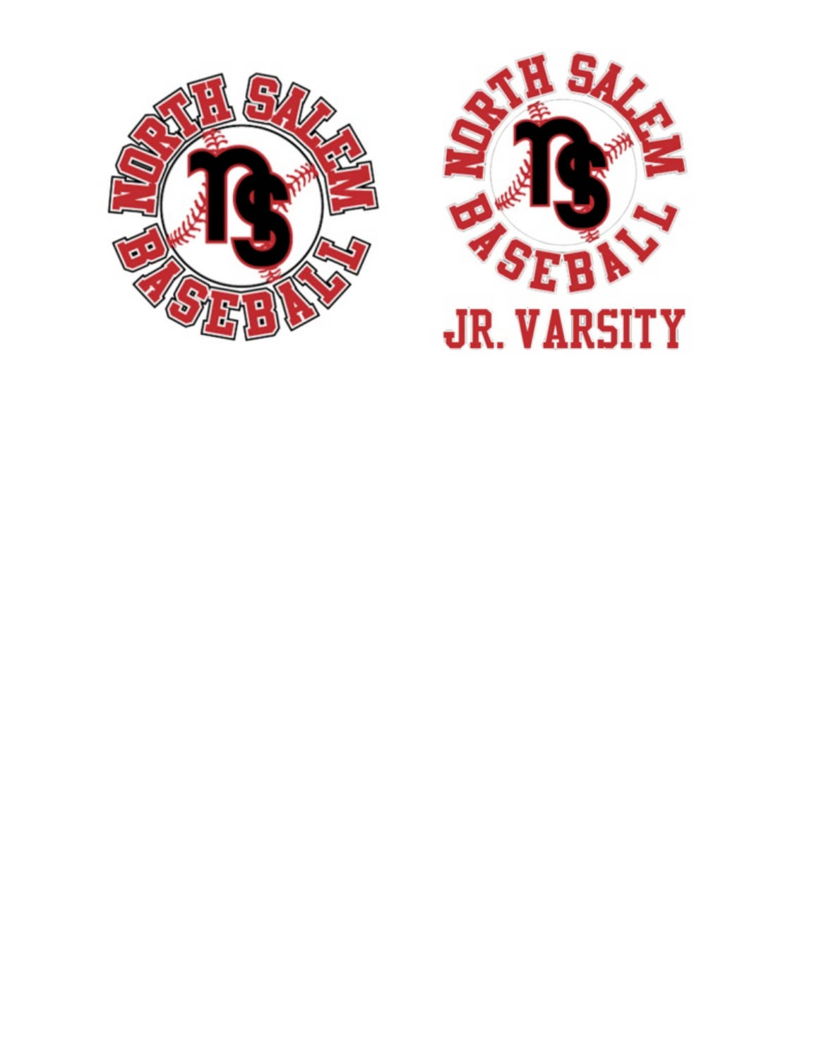NORTH SALEM

NS

BASEBALL

NORTH SALEM

NS

BASEBALL

JR. VARSITY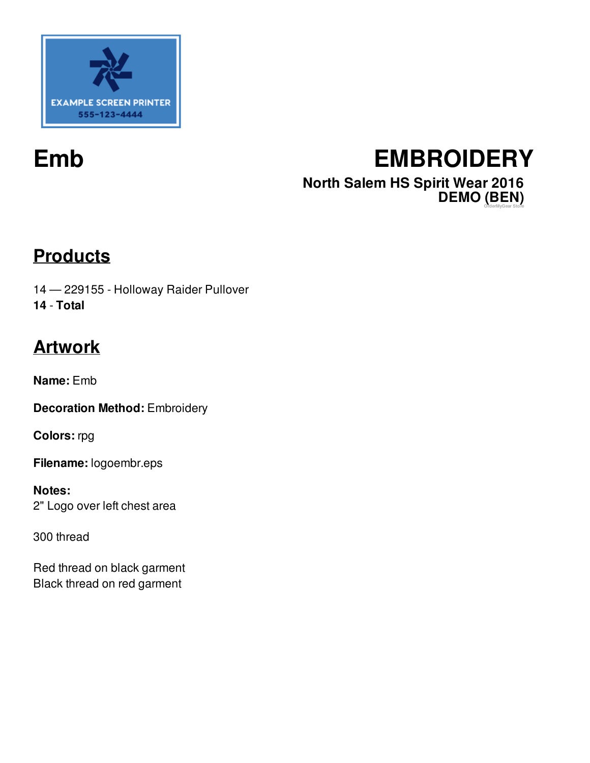# Emb

# EMBROIDERY

**North Salem HS Spirit Wear 2016**
**DEMO (BEN)**
OrderMyGear Store

## Products

14 — 229155 - Holloway Raider Pullover
**14** - **Total**

## Artwork

**Name:** Emb

**Decoration Method:** Embroidery

**Colors:** rpg

**Filename:** logoembr.eps

**Notes:**
2" Logo over left chest area

300 thread

Red thread on black garment
Black thread on red garment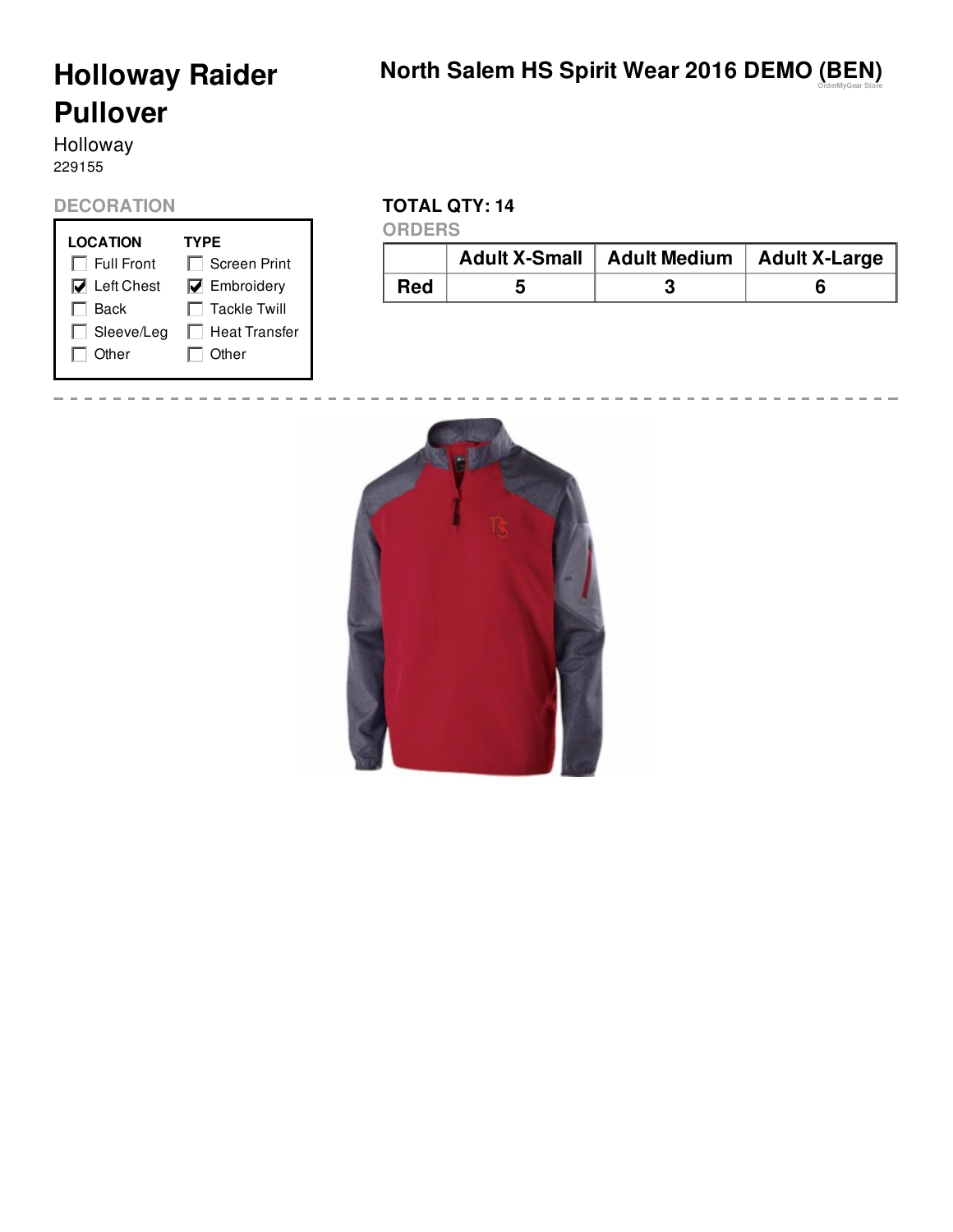# Holloway Raider Pullover

Holloway
229155

## North Salem HS Spirit Wear 2016 DEMO (BEN)

OrderMyGear Store

### DECORATION

| LOCATION | TYPE |
| --- | --- |
| ☐ Full Front | ☐ Screen Print |
| ☑ Left Chest | ☑ Embroidery |
| ☐ Back | ☐ Tackle Twill |
| ☐ Sleeve/Leg | ☐ Heat Transfer |
| ☐ Other | ☐ Other |

**TOTAL QTY: 14**

### ORDERS

| | Adult X-Small | Adult Medium | Adult X-Large |
| --- | --- | --- | --- |
| **Red** | 5 | 3 | 6 |